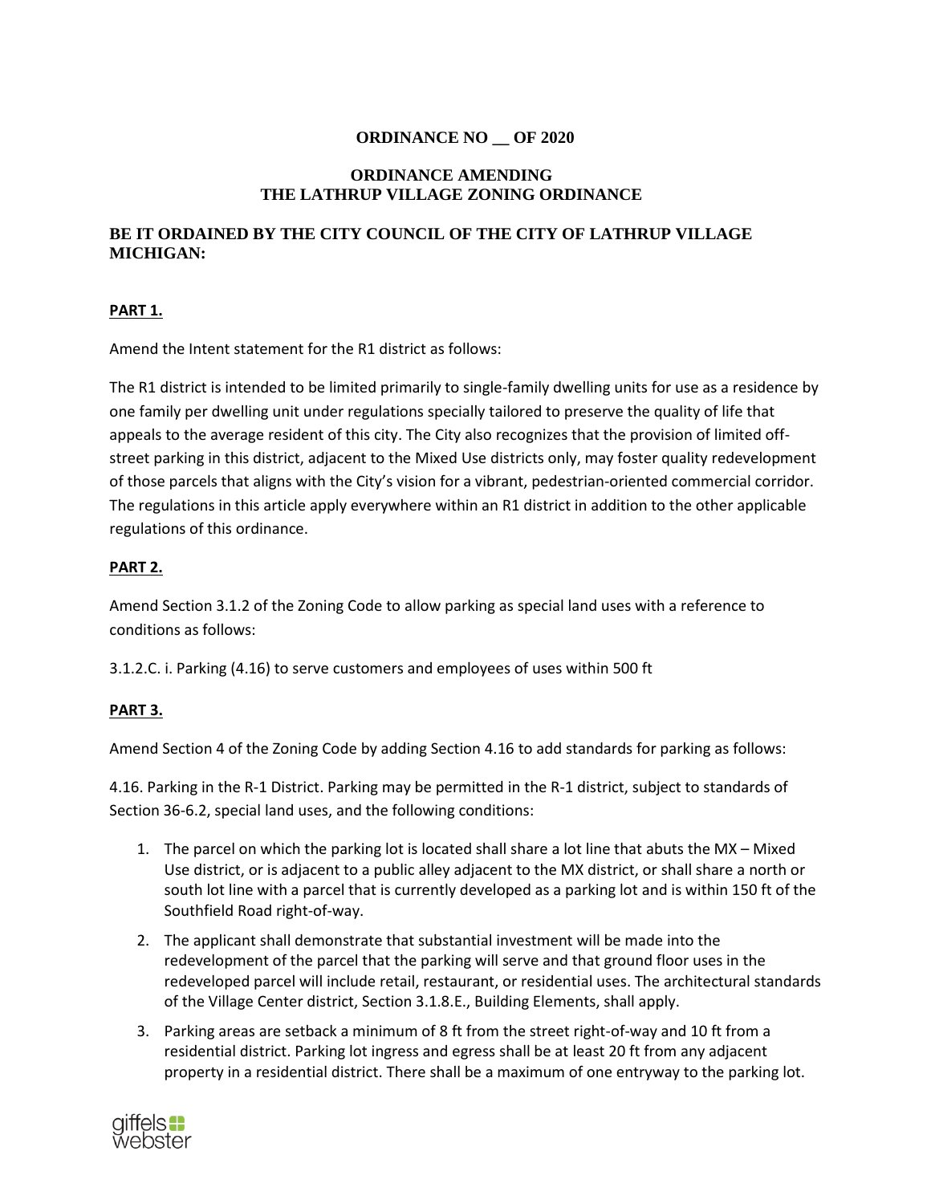**ORDINANCE NO __ OF 2020**

**ORDINANCE AMENDING
THE LATHRUP VILLAGE ZONING ORDINANCE**

**BE IT ORDAINED BY THE CITY COUNCIL OF THE CITY OF LATHRUP VILLAGE MICHIGAN:**

**PART 1.**

Amend the Intent statement for the R1 district as follows:

The R1 district is intended to be limited primarily to single-family dwelling units for use as a residence by one family per dwelling unit under regulations specially tailored to preserve the quality of life that appeals to the average resident of this city. The City also recognizes that the provision of limited off-street parking in this district, adjacent to the Mixed Use districts only, may foster quality redevelopment of those parcels that aligns with the City's vision for a vibrant, pedestrian-oriented commercial corridor. The regulations in this article apply everywhere within an R1 district in addition to the other applicable regulations of this ordinance.

**PART 2.**

Amend Section 3.1.2 of the Zoning Code to allow parking as special land uses with a reference to conditions as follows:

3.1.2.C. i. Parking (4.16) to serve customers and employees of uses within 500 ft

**PART 3.**

Amend Section 4 of the Zoning Code by adding Section 4.16 to add standards for parking as follows:

4.16. Parking in the R-1 District. Parking may be permitted in the R-1 district, subject to standards of Section 36-6.2, special land uses, and the following conditions:

1. The parcel on which the parking lot is located shall share a lot line that abuts the MX – Mixed Use district, or is adjacent to a public alley adjacent to the MX district, or shall share a north or south lot line with a parcel that is currently developed as a parking lot and is within 150 ft of the Southfield Road right-of-way.
2. The applicant shall demonstrate that substantial investment will be made into the redevelopment of the parcel that the parking will serve and that ground floor uses in the redeveloped parcel will include retail, restaurant, or residential uses. The architectural standards of the Village Center district, Section 3.1.8.E., Building Elements, shall apply.
3. Parking areas are setback a minimum of 8 ft from the street right-of-way and 10 ft from a residential district. Parking lot ingress and egress shall be at least 20 ft from any adjacent property in a residential district. There shall be a maximum of one entryway to the parking lot.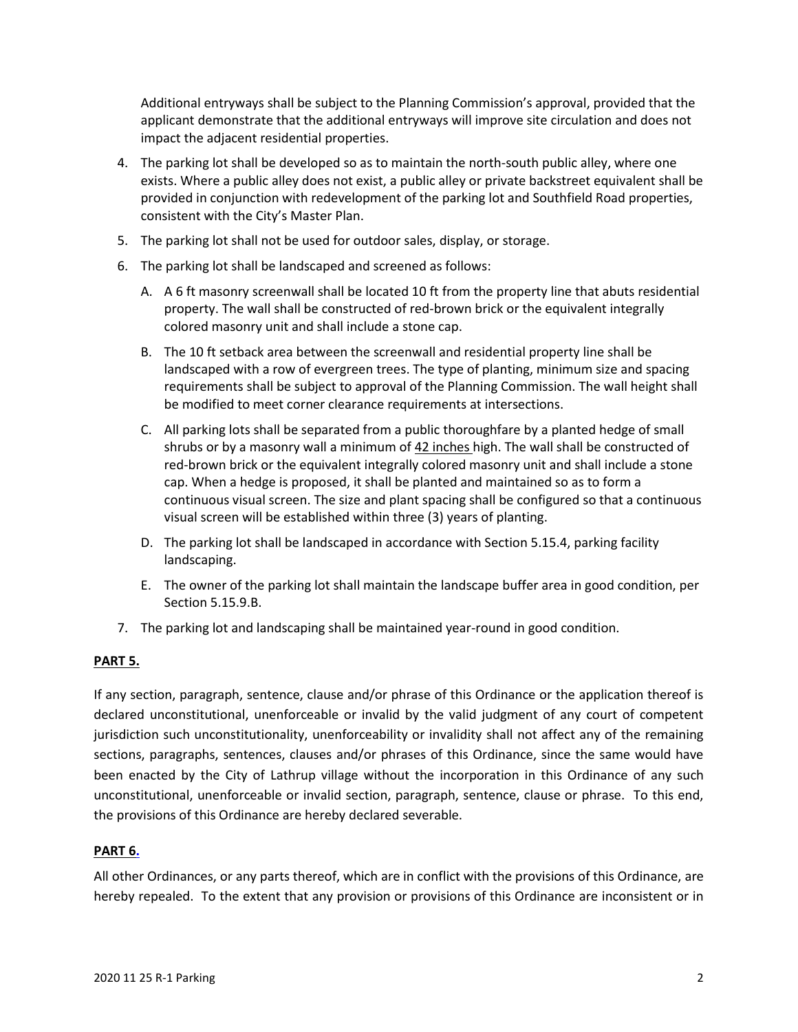Additional entryways shall be subject to the Planning Commission's approval, provided that the applicant demonstrate that the additional entryways will improve site circulation and does not impact the adjacent residential properties.

4. The parking lot shall be developed so as to maintain the north-south public alley, where one exists. Where a public alley does not exist, a public alley or private backstreet equivalent shall be provided in conjunction with redevelopment of the parking lot and Southfield Road properties, consistent with the City's Master Plan.
5. The parking lot shall not be used for outdoor sales, display, or storage.
6. The parking lot shall be landscaped and screened as follows:
   A. A 6 ft masonry screenwall shall be located 10 ft from the property line that abuts residential property. The wall shall be constructed of red-brown brick or the equivalent integrally colored masonry unit and shall include a stone cap.
   B. The 10 ft setback area between the screenwall and residential property line shall be landscaped with a row of evergreen trees. The type of planting, minimum size and spacing requirements shall be subject to approval of the Planning Commission. The wall height shall be modified to meet corner clearance requirements at intersections.
   C. All parking lots shall be separated from a public thoroughfare by a planted hedge of small shrubs or by a masonry wall a minimum of 42 inches high. The wall shall be constructed of red-brown brick or the equivalent integrally colored masonry unit and shall include a stone cap. When a hedge is proposed, it shall be planted and maintained so as to form a continuous visual screen. The size and plant spacing shall be configured so that a continuous visual screen will be established within three (3) years of planting.
   D. The parking lot shall be landscaped in accordance with Section 5.15.4, parking facility landscaping.
   E. The owner of the parking lot shall maintain the landscape buffer area in good condition, per Section 5.15.9.B.
7. The parking lot and landscaping shall be maintained year-round in good condition.

**PART 5.**

If any section, paragraph, sentence, clause and/or phrase of this Ordinance or the application thereof is declared unconstitutional, unenforceable or invalid by the valid judgment of any court of competent jurisdiction such unconstitutionality, unenforceability or invalidity shall not affect any of the remaining sections, paragraphs, sentences, clauses and/or phrases of this Ordinance, since the same would have been enacted by the City of Lathrup village without the incorporation in this Ordinance of any such unconstitutional, unenforceable or invalid section, paragraph, sentence, clause or phrase. To this end, the provisions of this Ordinance are hereby declared severable.

**PART 6.**

All other Ordinances, or any parts thereof, which are in conflict with the provisions of this Ordinance, are hereby repealed. To the extent that any provision or provisions of this Ordinance are inconsistent or in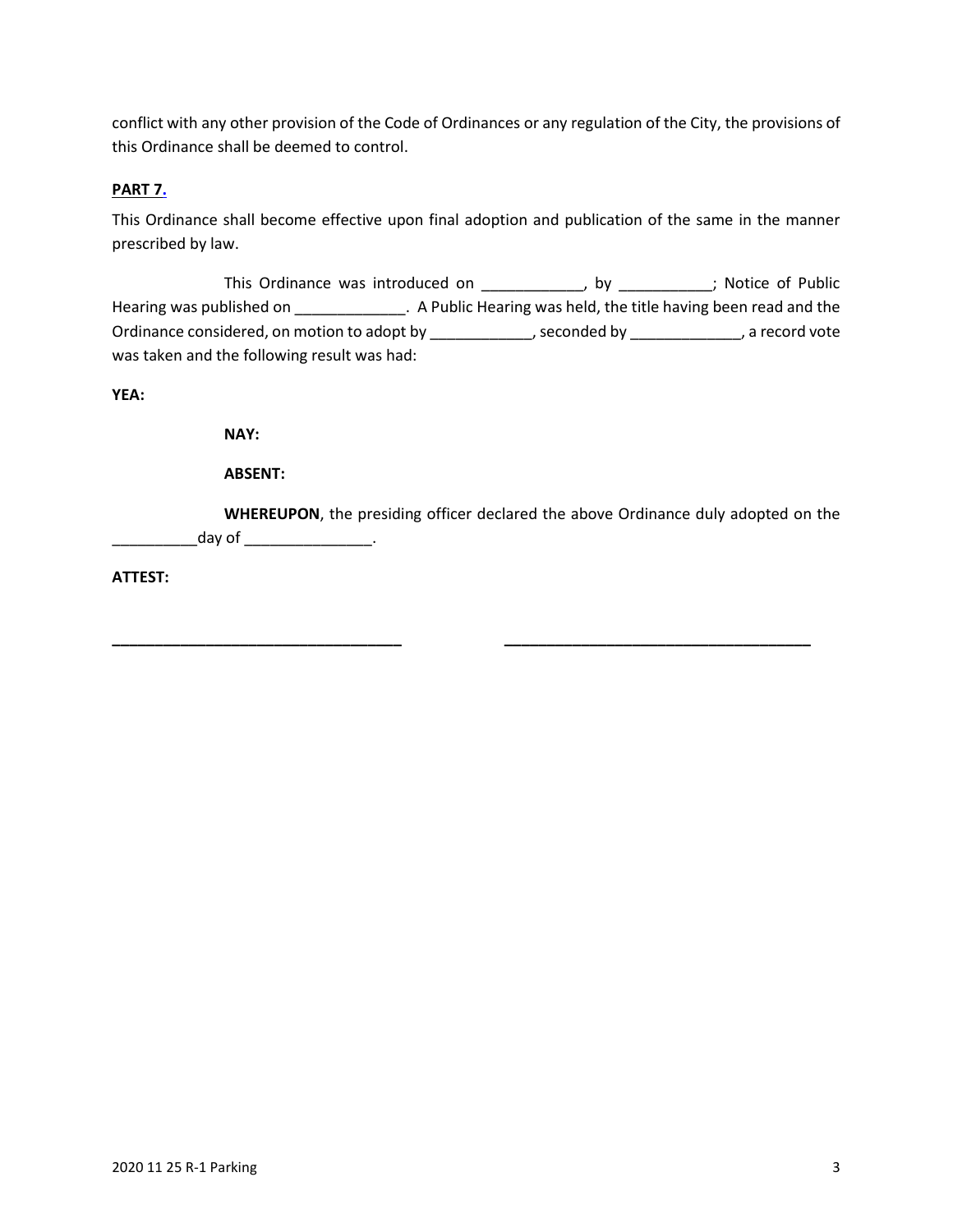conflict with any other provision of the Code of Ordinances or any regulation of the City, the provisions of this Ordinance shall be deemed to control.

**PART 7.**

This Ordinance shall become effective upon final adoption and publication of the same in the manner prescribed by law.

This Ordinance was introduced on ____________, by ___________; Notice of Public Hearing was published on _____________. A Public Hearing was held, the title having been read and the Ordinance considered, on motion to adopt by ____________, seconded by _____________, a record vote was taken and the following result was had:

**YEA:**

**NAY:**

**ABSENT:**

**WHEREUPON**, the presiding officer declared the above Ordinance duly adopted on the __________day of _______________.

**ATTEST:**

___________________________________ ____________________________________